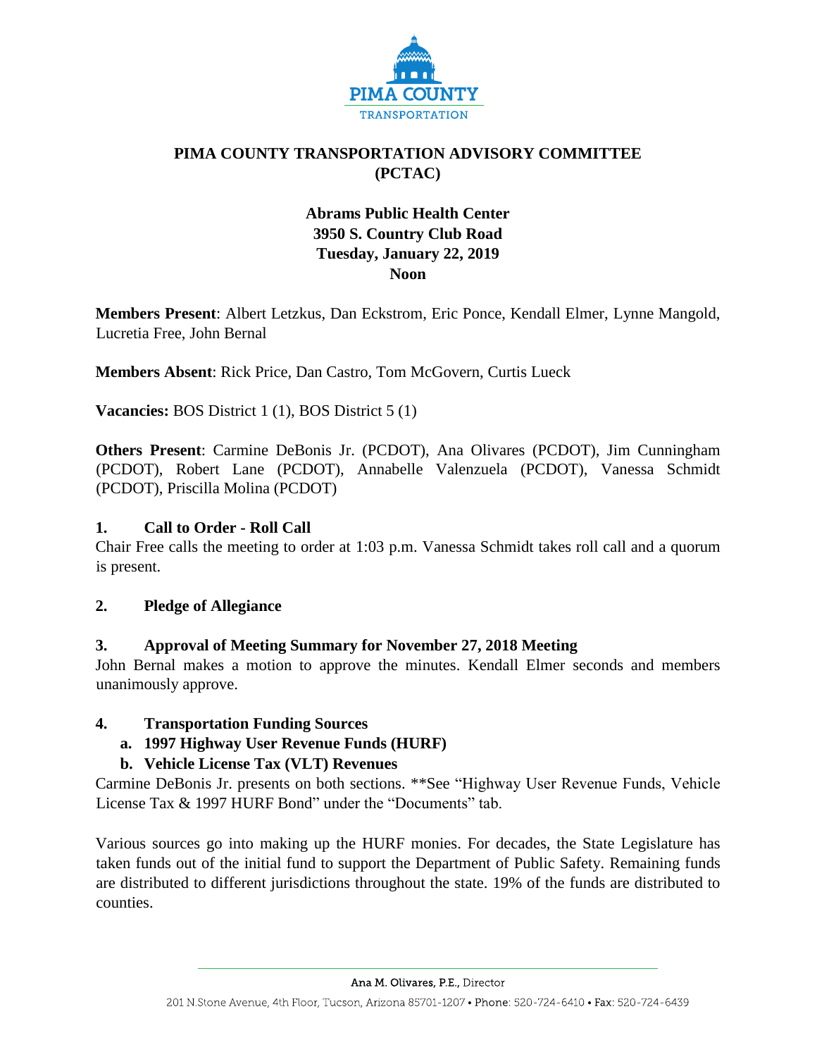# PIMA COUNTY TRANSPORTATION ADVISORY COMMITTEE (PCTAC)

**Abrams Public Health Center**
**3950 S. Country Club Road**
**Tuesday, January 22, 2019**
**Noon**

**Members Present**: Albert Letzkus, Dan Eckstrom, Eric Ponce, Kendall Elmer, Lynne Mangold, Lucretia Free, John Bernal

**Members Absent**: Rick Price, Dan Castro, Tom McGovern, Curtis Lueck

**Vacancies:** BOS District 1 (1), BOS District 5 (1)

**Others Present**: Carmine DeBonis Jr. (PCDOT), Ana Olivares (PCDOT), Jim Cunningham (PCDOT), Robert Lane (PCDOT), Annabelle Valenzuela (PCDOT), Vanessa Schmidt (PCDOT), Priscilla Molina (PCDOT)

## 1. Call to Order - Roll Call

Chair Free calls the meeting to order at 1:03 p.m. Vanessa Schmidt takes roll call and a quorum is present.

## 2. Pledge of Allegiance

## 3. Approval of Meeting Summary for November 27, 2018 Meeting

John Bernal makes a motion to approve the minutes. Kendall Elmer seconds and members unanimously approve.

## 4. Transportation Funding Sources

**a. 1997 Highway User Revenue Funds (HURF)**

**b. Vehicle License Tax (VLT) Revenues**

Carmine DeBonis Jr. presents on both sections. **See "Highway User Revenue Funds, Vehicle License Tax & 1997 HURF Bond" under the "Documents" tab.

Various sources go into making up the HURF monies. For decades, the State Legislature has taken funds out of the initial fund to support the Department of Public Safety. Remaining funds are distributed to different jurisdictions throughout the state. 19% of the funds are distributed to counties.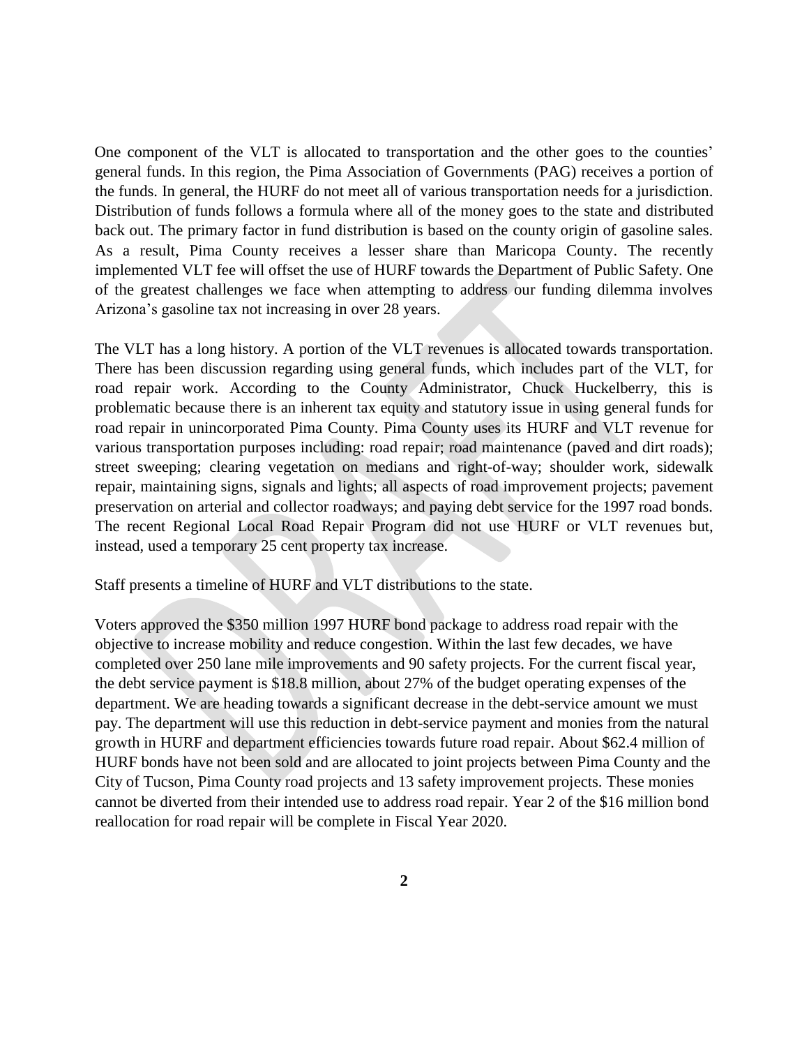One component of the VLT is allocated to transportation and the other goes to the counties' general funds. In this region, the Pima Association of Governments (PAG) receives a portion of the funds. In general, the HURF do not meet all of various transportation needs for a jurisdiction. Distribution of funds follows a formula where all of the money goes to the state and distributed back out. The primary factor in fund distribution is based on the county origin of gasoline sales. As a result, Pima County receives a lesser share than Maricopa County. The recently implemented VLT fee will offset the use of HURF towards the Department of Public Safety. One of the greatest challenges we face when attempting to address our funding dilemma involves Arizona's gasoline tax not increasing in over 28 years.

The VLT has a long history. A portion of the VLT revenues is allocated towards transportation. There has been discussion regarding using general funds, which includes part of the VLT, for road repair work. According to the County Administrator, Chuck Huckelberry, this is problematic because there is an inherent tax equity and statutory issue in using general funds for road repair in unincorporated Pima County. Pima County uses its HURF and VLT revenue for various transportation purposes including: road repair; road maintenance (paved and dirt roads); street sweeping; clearing vegetation on medians and right-of-way; shoulder work, sidewalk repair, maintaining signs, signals and lights; all aspects of road improvement projects; pavement preservation on arterial and collector roadways; and paying debt service for the 1997 road bonds. The recent Regional Local Road Repair Program did not use HURF or VLT revenues but, instead, used a temporary 25 cent property tax increase.

Staff presents a timeline of HURF and VLT distributions to the state.

Voters approved the $350 million 1997 HURF bond package to address road repair with the objective to increase mobility and reduce congestion. Within the last few decades, we have completed over 250 lane mile improvements and 90 safety projects. For the current fiscal year, the debt service payment is $18.8 million, about 27% of the budget operating expenses of the department. We are heading towards a significant decrease in the debt-service amount we must pay. The department will use this reduction in debt-service payment and monies from the natural growth in HURF and department efficiencies towards future road repair. About $62.4 million of HURF bonds have not been sold and are allocated to joint projects between Pima County and the City of Tucson, Pima County road projects and 13 safety improvement projects. These monies cannot be diverted from their intended use to address road repair. Year 2 of the $16 million bond reallocation for road repair will be complete in Fiscal Year 2020.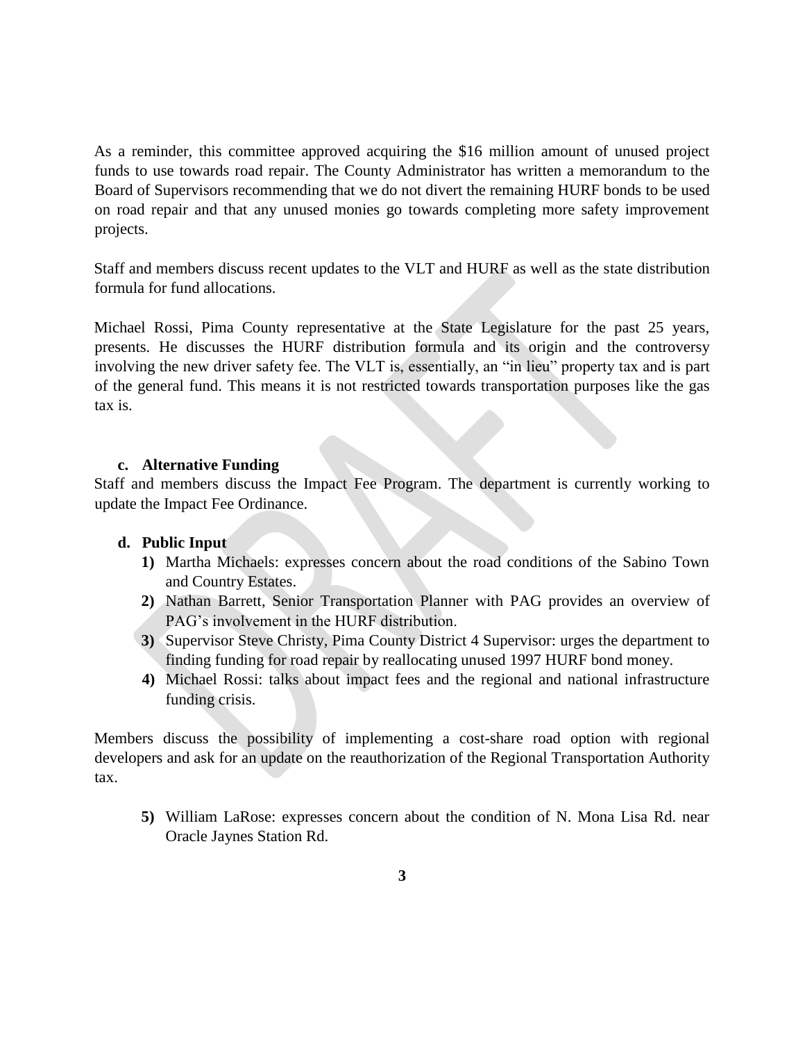As a reminder, this committee approved acquiring the $16 million amount of unused project funds to use towards road repair. The County Administrator has written a memorandum to the Board of Supervisors recommending that we do not divert the remaining HURF bonds to be used on road repair and that any unused monies go towards completing more safety improvement projects.

Staff and members discuss recent updates to the VLT and HURF as well as the state distribution formula for fund allocations.

Michael Rossi, Pima County representative at the State Legislature for the past 25 years, presents. He discusses the HURF distribution formula and its origin and the controversy involving the new driver safety fee. The VLT is, essentially, an "in lieu" property tax and is part of the general fund. This means it is not restricted towards transportation purposes like the gas tax is.

**c. Alternative Funding**

Staff and members discuss the Impact Fee Program. The department is currently working to update the Impact Fee Ordinance.

**d. Public Input**

1) Martha Michaels: expresses concern about the road conditions of the Sabino Town and Country Estates.
2) Nathan Barrett, Senior Transportation Planner with PAG provides an overview of PAG's involvement in the HURF distribution.
3) Supervisor Steve Christy, Pima County District 4 Supervisor: urges the department to finding funding for road repair by reallocating unused 1997 HURF bond money.
4) Michael Rossi: talks about impact fees and the regional and national infrastructure funding crisis.

Members discuss the possibility of implementing a cost-share road option with regional developers and ask for an update on the reauthorization of the Regional Transportation Authority tax.

5) William LaRose: expresses concern about the condition of N. Mona Lisa Rd. near Oracle Jaynes Station Rd.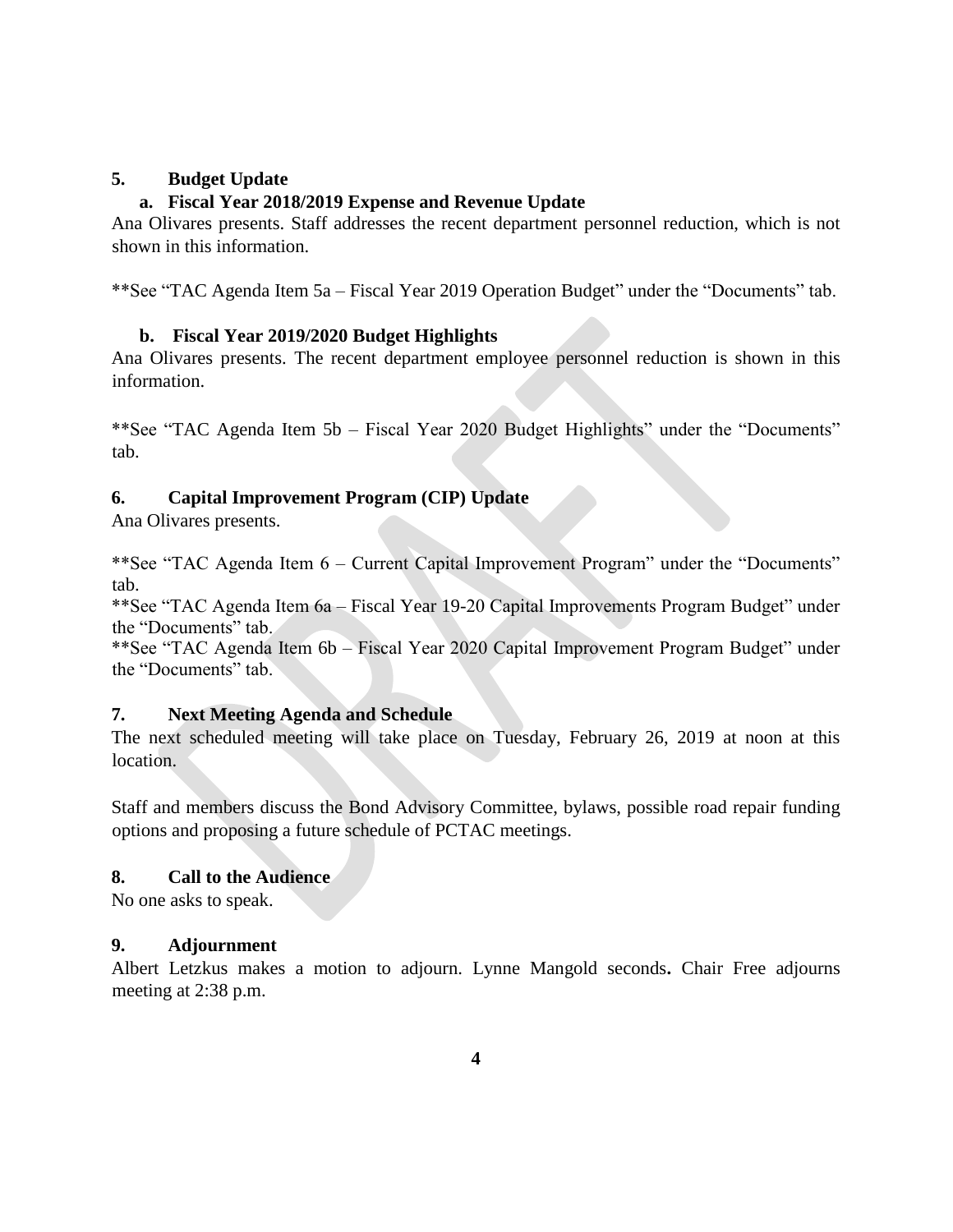## 5. Budget Update

### a. Fiscal Year 2018/2019 Expense and Revenue Update

Ana Olivares presents. Staff addresses the recent department personnel reduction, which is not shown in this information.

**See "TAC Agenda Item 5a – Fiscal Year 2019 Operation Budget" under the "Documents" tab.

### b. Fiscal Year 2019/2020 Budget Highlights

Ana Olivares presents. The recent department employee personnel reduction is shown in this information.

**See "TAC Agenda Item 5b – Fiscal Year 2020 Budget Highlights" under the "Documents" tab.

## 6. Capital Improvement Program (CIP) Update

Ana Olivares presents.

**See "TAC Agenda Item 6 – Current Capital Improvement Program" under the "Documents" tab.
**See "TAC Agenda Item 6a – Fiscal Year 19-20 Capital Improvements Program Budget" under the "Documents" tab.
**See "TAC Agenda Item 6b – Fiscal Year 2020 Capital Improvement Program Budget" under the "Documents" tab.

## 7. Next Meeting Agenda and Schedule

The next scheduled meeting will take place on Tuesday, February 26, 2019 at noon at this location.

Staff and members discuss the Bond Advisory Committee, bylaws, possible road repair funding options and proposing a future schedule of PCTAC meetings.

## 8. Call to the Audience

No one asks to speak.

## 9. Adjournment

Albert Letzkus makes a motion to adjourn. Lynne Mangold seconds**.** Chair Free adjourns meeting at 2:38 p.m.